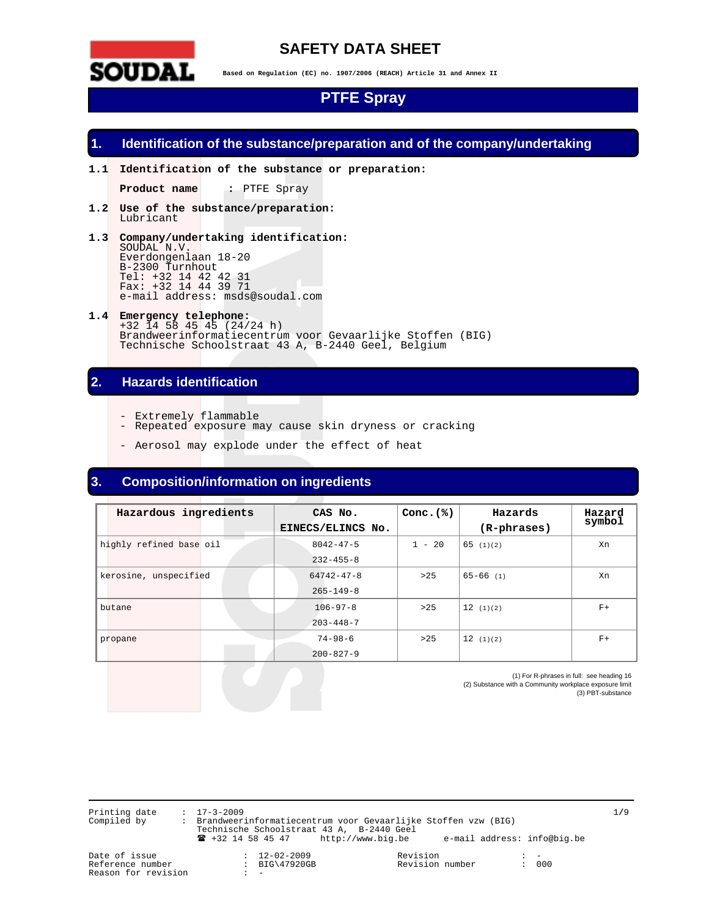# SAFETY DATA SHEET

**Based on Regulation (EC) no. 1907/2006 (REACH) Article 31 and Annex II**

# PTFE Spray

## 1. Identification of the substance/preparation and of the company/undertaking

**1.1 Identification of the substance or preparation:**

**Product name** : PTFE Spray

**1.2 Use of the substance/preparation:**
Lubricant

**1.3 Company/undertaking identification:**
SOUDAL N.V.
Everdongenlaan 18-20
B-2300 Turnhout
Tel: +32 14 42 42 31
Fax: +32 14 44 39 71
e-mail address: msds@soudal.com

**1.4 Emergency telephone:**
+32 14 58 45 45 (24/24 h)
Brandweerinformatiecentrum voor Gevaarlijke Stoffen (BIG)
Technische Schoolstraat 43 A, B-2440 Geel, Belgium

## 2. Hazards identification

- Extremely flammable
- Repeated exposure may cause skin dryness or cracking
- Aerosol may explode under the effect of heat

## 3. Composition/information on ingredients

| Hazardous ingredients | CAS No. EINECS/ELINCS No. | Conc.(%) | Hazards (R-phrases) | Hazard symbol |
|---|---|---|---|---|
| highly refined base oil | 8042-47-5<br>232-455-8 | 1 - 20 | 65 (1)(2) | Xn |
| kerosine, unspecified | 64742-47-8<br>265-149-8 | >25 | 65-66 (1) | Xn |
| butane | 106-97-8<br>203-448-7 | >25 | 12 (1)(2) | F+ |
| propane | 74-98-6<br>200-827-9 | >25 | 12 (1)(2) | F+ |

(1) For R-phrases in full: see heading 16
(2) Substance with a Community workplace exposure limit
(3) PBT-substance

Printing date : 17-3-2009
Compiled by : Brandweerinformatiecentrum voor Gevaarlijke Stoffen vzw (BIG)
Technische Schoolstraat 43 A, B-2440 Geel
☎ +32 14 58 45 47 http://www.big.be e-mail address: info@big.be

Date of issue : 12-02-2009
Reference number : BIG\47920GB
Reason for revision : -
Revision : -
Revision number : 000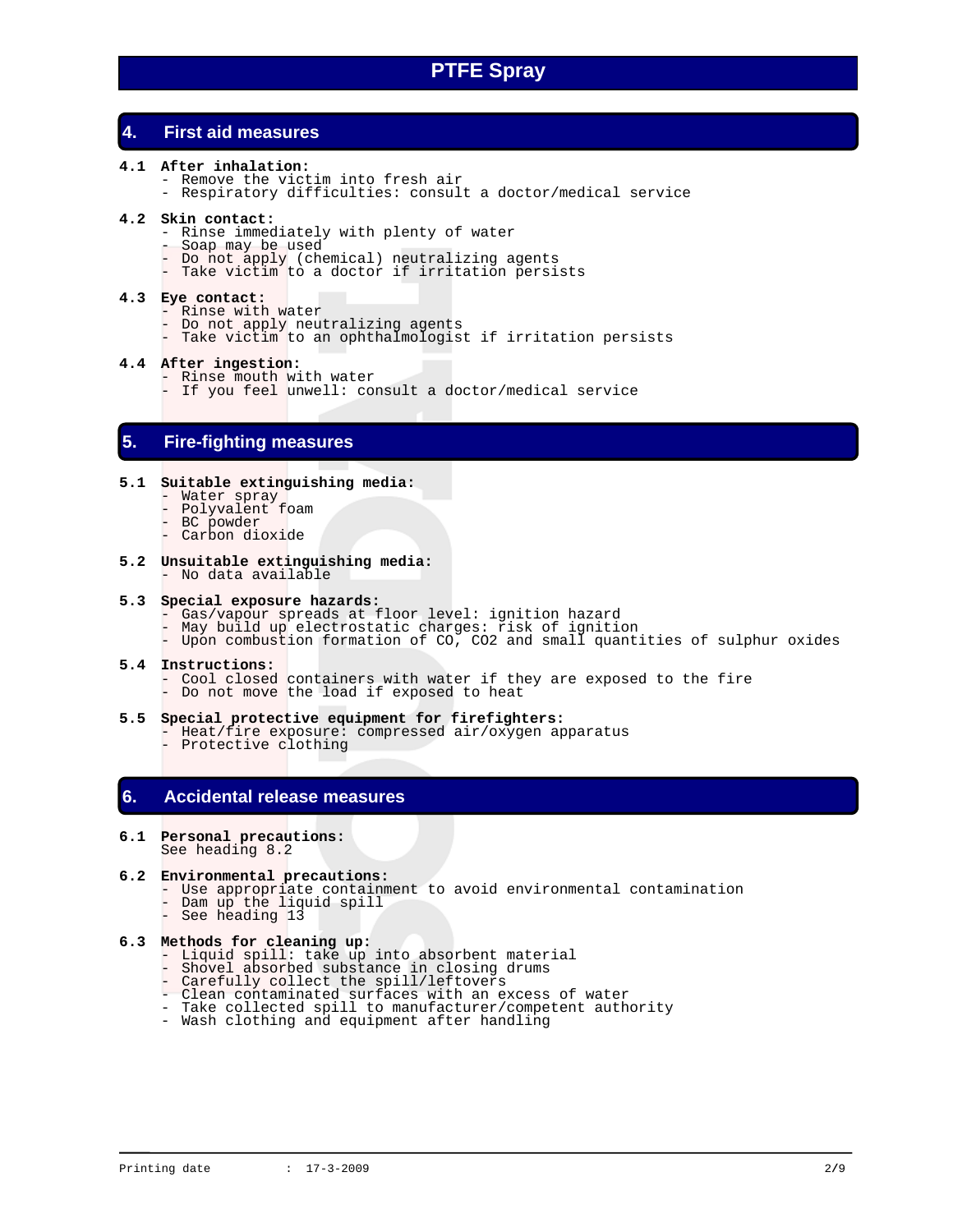## 4. First aid measures

**4.1 After inhalation:**
- Remove the victim into fresh air
- Respiratory difficulties: consult a doctor/medical service

**4.2 Skin contact:**
- Rinse immediately with plenty of water
- Soap may be used
- Do not apply (chemical) neutralizing agents
- Take victim to a doctor if irritation persists

**4.3 Eye contact:**
- Rinse with water
- Do not apply neutralizing agents
- Take victim to an ophthalmologist if irritation persists

**4.4 After ingestion:**
- Rinse mouth with water
- If you feel unwell: consult a doctor/medical service

## 5. Fire-fighting measures

**5.1 Suitable extinguishing media:**
- Water spray
- Polyvalent foam
- BC powder
- Carbon dioxide

**5.2 Unsuitable extinguishing media:**
- No data available

**5.3 Special exposure hazards:**
- Gas/vapour spreads at floor level: ignition hazard
- May build up electrostatic charges: risk of ignition
- Upon combustion formation of CO, $CO_2$ and small quantities of sulphur oxides

**5.4 Instructions:**
- Cool closed containers with water if they are exposed to the fire
- Do not move the load if exposed to heat

**5.5 Special protective equipment for firefighters:**
- Heat/fire exposure: compressed air/oxygen apparatus
- Protective clothing

## 6. Accidental release measures

**6.1 Personal precautions:**
See heading 8.2

**6.2 Environmental precautions:**
- Use appropriate containment to avoid environmental contamination
- Dam up the liquid spill
- See heading 13

**6.3 Methods for cleaning up:**
- Liquid spill: take up into absorbent material
- Shovel absorbed substance in closing drums
- Carefully collect the spill/leftovers
- Clean contaminated surfaces with an excess of water
- Take collected spill to manufacturer/competent authority
- Wash clothing and equipment after handling

Printing date : 17-3-2009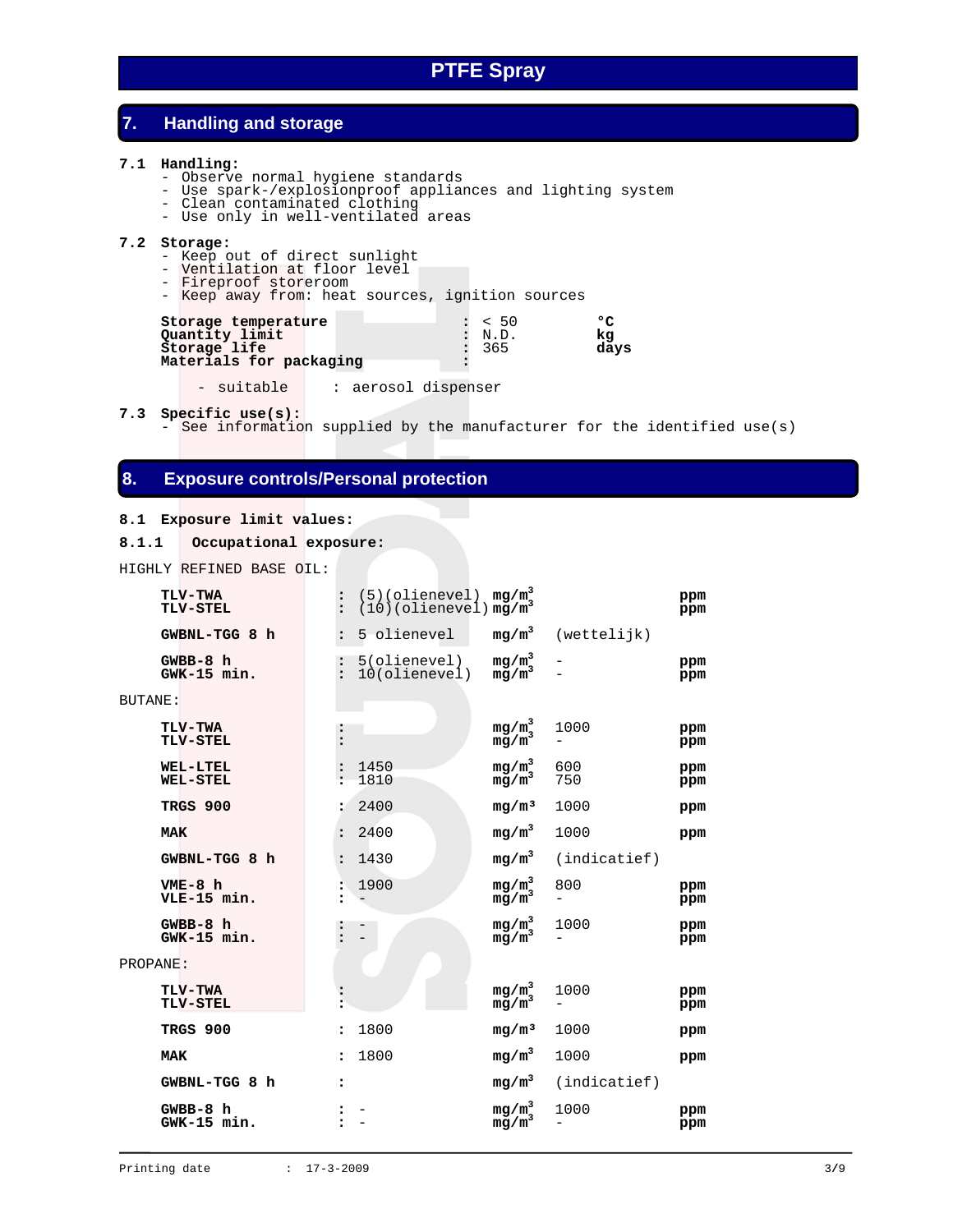## 7. Handling and storage

**7.1 Handling:**

- Observe normal hygiene standards
- Use spark-/explosionproof appliances and lighting system
- Clean contaminated clothing
- Use only in well-ventilated areas

**7.2 Storage:**

- Keep out of direct sunlight
- Ventilation at floor level
- Fireproof storeroom
- Keep away from: heat sources, ignition sources

| | | |
|---|---|---|
| **Storage temperature** | : < 50 | **°C** |
| **Quantity limit** | : N.D. | **kg** |
| **Storage life** | : 365 | **days** |
| **Materials for packaging** | : | |

- suitable : aerosol dispenser

**7.3 Specific use(s):**

- See information supplied by the manufacturer for the identified use(s)

## 8. Exposure controls/Personal protection

**8.1 Exposure limit values:**

**8.1.1 Occupational exposure:**

HIGHLY REFINED BASE OIL:

| | | | | |
|---|---|---|---|---|
| **TLV-TWA** | : (5)(olienevel) | **mg/m³** | | **ppm** |
| **TLV-STEL** | : (10)(olienevel) | **mg/m³** | | **ppm** |
| **GWBNL-TGG 8 h** | : 5 olienevel | **mg/m³** | (wettelijk) | |
| **GWBB-8 h** | : 5(olienevel) | **mg/m³** | - | **ppm** |
| **GWK-15 min.** | : 10(olienevel) | **mg/m³** | - | **ppm** |

BUTANE:

| | | | | |
|---|---|---|---|---|
| **TLV-TWA** | : | **mg/m³** | 1000 | **ppm** |
| **TLV-STEL** | : | **mg/m³** | - | **ppm** |
| **WEL-LTEL** | : 1450 | **mg/m³** | 600 | **ppm** |
| **WEL-STEL** | : 1810 | **mg/m³** | 750 | **ppm** |
| **TRGS 900** | : 2400 | **mg/m³** | 1000 | **ppm** |
| **MAK** | : 2400 | **mg/m³** | 1000 | **ppm** |
| **GWBNL-TGG 8 h** | : 1430 | **mg/m³** | (indicatief) | |
| **VME-8 h** | : 1900 | **mg/m³** | 800 | **ppm** |
| **VLE-15 min.** | : - | **mg/m³** | - | **ppm** |
| **GWBB-8 h** | : - | **mg/m³** | 1000 | **ppm** |
| **GWK-15 min.** | : - | **mg/m³** | - | **ppm** |

PROPANE:

| | | | | |
|---|---|---|---|---|
| **TLV-TWA** | : | **mg/m³** | 1000 | **ppm** |
| **TLV-STEL** | : | **mg/m³** | - | **ppm** |
| **TRGS 900** | : 1800 | **mg/m³** | 1000 | **ppm** |
| **MAK** | : 1800 | **mg/m³** | 1000 | **ppm** |
| **GWBNL-TGG 8 h** | : | **mg/m³** | (indicatief) | |
| **GWBB-8 h** | : - | **mg/m³** | 1000 | **ppm** |
| **GWK-15 min.** | : - | **mg/m³** | - | **ppm** |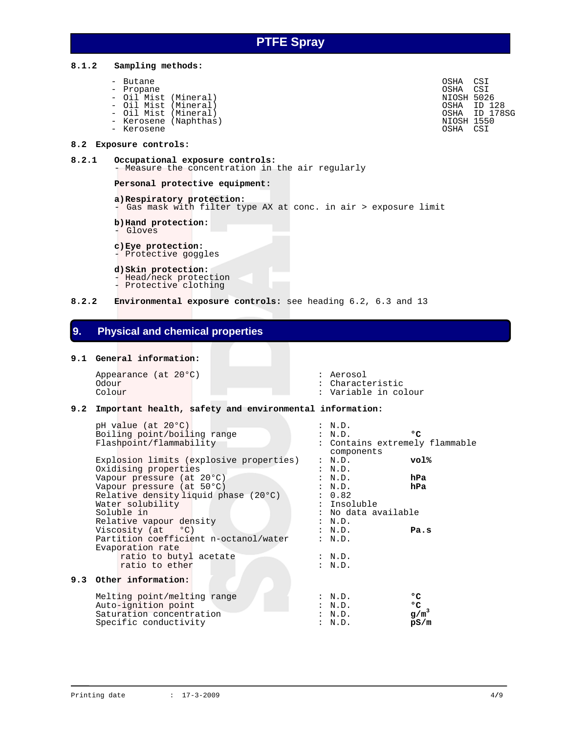#### 8.1.2 Sampling methods:

| | |
|---|---|
| - Butane | OSHA CSI |
| - Propane | OSHA CSI |
| - Oil Mist (Mineral) | NIOSH 5026 |
| - Oil Mist (Mineral) | OSHA ID 128 |
| - Oil Mist (Mineral) | OSHA ID 178SG |
| - Kerosene (Naphthas) | NIOSH 1550 |
| - Kerosene | OSHA CSI |

### 8.2 Exposure controls:

#### 8.2.1 Occupational exposure controls:

- Measure the concentration in the air regularly

**Personal protective equipment:**

**a) Respiratory protection:**
- Gas mask with filter type AX at conc. in air > exposure limit

**b) Hand protection:**
- Gloves

**c) Eye protection:**
- Protective goggles

**d) Skin protection:**
- Head/neck protection
- Protective clothing

#### 8.2.2 Environmental exposure controls: see heading 6.2, 6.3 and 13

## 9. Physical and chemical properties

### 9.1 General information:

| | | |
|---|---|---|
| Appearance (at 20°C) | : Aerosol | |
| Odour | : Characteristic | |
| Colour | : Variable in colour | |

### 9.2 Important health, safety and environmental information:

| | | |
|---|---|---|
| pH value (at 20°C) | : N.D. | |
| Boiling point/boiling range | : N.D. | **°C** |
| Flashpoint/flammability | : Contains extremely flammable components | |
| Explosion limits (explosive properties) | : N.D. | **vol%** |
| Oxidising properties | : N.D. | |
| Vapour pressure (at 20°C) | : N.D. | **hPa** |
| Vapour pressure (at 50°C) | : N.D. | **hPa** |
| Relative density liquid phase (20°C) | : 0.82 | |
| Water solubility | : Insoluble | |
| Soluble in | : No data available | |
| Relative vapour density | : N.D. | |
| Viscosity (at °C) | : N.D. | **Pa.s** |
| Partition coefficient n-octanol/water | : N.D. | |
| Evaporation rate | | |
| ratio to butyl acetate | : N.D. | |
| ratio to ether | : N.D. | |

### 9.3 Other information:

| | | |
|---|---|---|
| Melting point/melting range | : N.D. | **°C** |
| Auto-ignition point | : N.D. | **°C** |
| Saturation concentration | : N.D. | **$g/m^3$** |
| Specific conductivity | : N.D. | **pS/m** |

Printing date : 17-3-2009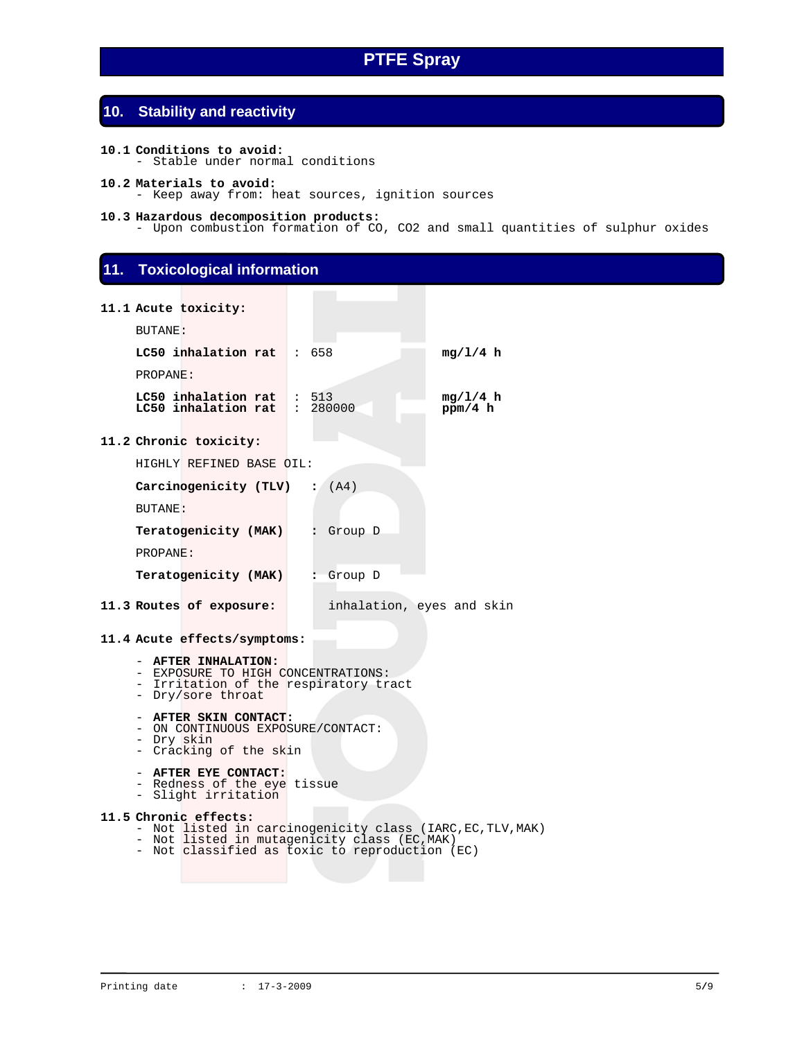## 10. Stability and reactivity

**10.1 Conditions to avoid:**
- Stable under normal conditions

**10.2 Materials to avoid:**
- Keep away from: heat sources, ignition sources

**10.3 Hazardous decomposition products:**
- Upon combustion formation of CO, $CO_2$ and small quantities of sulphur oxides

## 11. Toxicological information

**11.1 Acute toxicity:**

BUTANE:

| | | |
|---|---|---|
| **LC50 inhalation rat** | : 658 | **mg/l/4 h** |

PROPANE:

| | | |
|---|---|---|
| **LC50 inhalation rat** | : 513 | **mg/l/4 h** |
| **LC50 inhalation rat** | : 280000 | **ppm/4 h** |

**11.2 Chronic toxicity:**

HIGHLY REFINED BASE OIL:

**Carcinogenicity (TLV)** : (A4)

BUTANE:

**Teratogenicity (MAK)** : Group D

PROPANE:

**Teratogenicity (MAK)** : Group D

**11.3 Routes of exposure:** inhalation, eyes and skin

**11.4 Acute effects/symptoms:**

- **AFTER INHALATION:**
- EXPOSURE TO HIGH CONCENTRATIONS:
- Irritation of the respiratory tract
- Dry/sore throat

- **AFTER SKIN CONTACT:**
- ON CONTINUOUS EXPOSURE/CONTACT:
- Dry skin
- Cracking of the skin

- **AFTER EYE CONTACT:**
- Redness of the eye tissue
- Slight irritation

**11.5 Chronic effects:**
- Not listed in carcinogenicity class (IARC,EC,TLV,MAK)
- Not listed in mutagenicity class (EC,MAK)
- Not classified as toxic to reproduction (EC)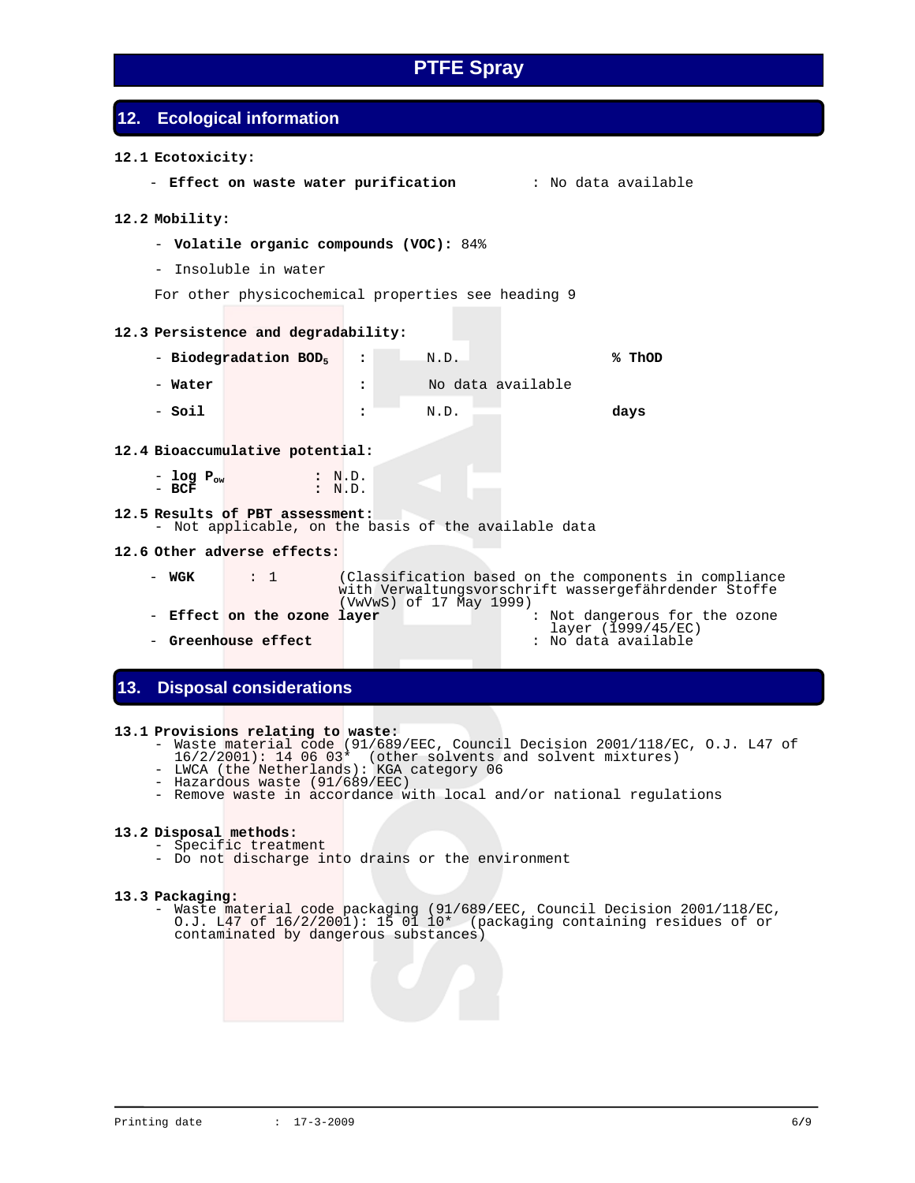## 12. Ecological information

**12.1 Ecotoxicity:**

- **Effect on waste water purification** : No data available

**12.2 Mobility:**

- **Volatile organic compounds (VOC):** 84%
- Insoluble in water

For other physicochemical properties see heading 9

**12.3 Persistence and degradability:**

| | | | |
|---|---|---|---|
| - **Biodegradation $BOD_5$** | : | N.D. | **% ThOD** |
| - **Water** | : | No data available | |
| - **Soil** | : | N.D. | **days** |

**12.4 Bioaccumulative potential:**

- **log $P_{ow}$** : N.D.
- **BCF** : N.D.

**12.5 Results of PBT assessment:**

- Not applicable, on the basis of the available data

**12.6 Other adverse effects:**

- **WGK** : 1 (Classification based on the components in compliance with Verwaltungsvorschrift wassergefährdender Stoffe (VwVwS) of 17 May 1999)
- **Effect on the ozone layer** : Not dangerous for the ozone layer (1999/45/EC)
- **Greenhouse effect** : No data available

## 13. Disposal considerations

**13.1 Provisions relating to waste:**

- Waste material code (91/689/EEC, Council Decision 2001/118/EC, O.J. L47 of 16/2/2001): 14 06 03* (other solvents and solvent mixtures)
- LWCA (the Netherlands): KGA category 06
- Hazardous waste (91/689/EEC)
- Remove waste in accordance with local and/or national regulations

**13.2 Disposal methods:**

- Specific treatment
- Do not discharge into drains or the environment

**13.3 Packaging:**

- Waste material code packaging (91/689/EEC, Council Decision 2001/118/EC, O.J. L47 of 16/2/2001): 15 01 10* (packaging containing residues of or contaminated by dangerous substances)

Printing date : 17-3-2009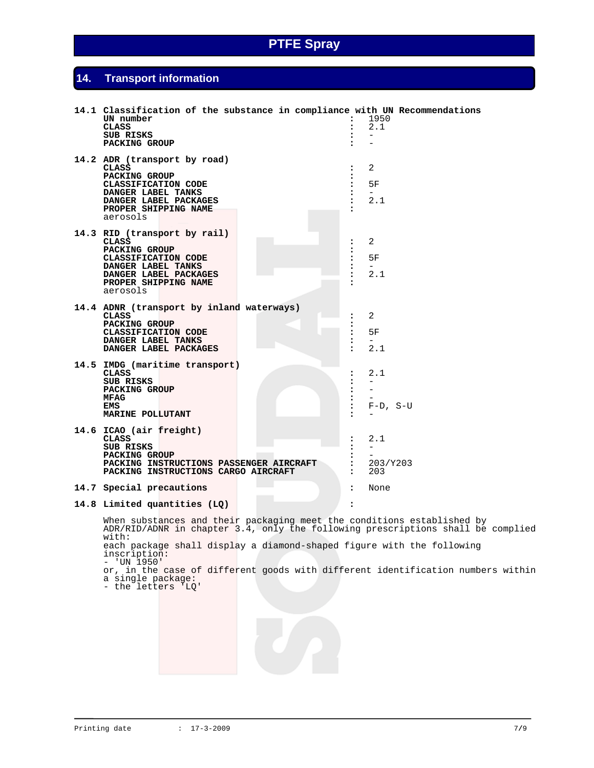## 14. Transport information

**14.1 Classification of the substance in compliance with UN Recommendations**

| | |
|---|---|
| **UN number** | 1950 |
| **CLASS** | 2.1 |
| **SUB RISKS** | - |
| **PACKING GROUP** | - |

**14.2 ADR (transport by road)**

| | |
|---|---|
| **CLASS** | 2 |
| **PACKING GROUP** | |
| **CLASSIFICATION CODE** | 5F |
| **DANGER LABEL TANKS** | - |
| **DANGER LABEL PACKAGES** | 2.1 |
| **PROPER SHIPPING NAME** | |

aerosols

**14.3 RID (transport by rail)**

| | |
|---|---|
| **CLASS** | 2 |
| **PACKING GROUP** | |
| **CLASSIFICATION CODE** | 5F |
| **DANGER LABEL TANKS** | - |
| **DANGER LABEL PACKAGES** | 2.1 |
| **PROPER SHIPPING NAME** | |

aerosols

**14.4 ADNR (transport by inland waterways)**

| | |
|---|---|
| **CLASS** | 2 |
| **PACKING GROUP** | |
| **CLASSIFICATION CODE** | 5F |
| **DANGER LABEL TANKS** | - |
| **DANGER LABEL PACKAGES** | 2.1 |

**14.5 IMDG (maritime transport)**

| | |
|---|---|
| **CLASS** | 2.1 |
| **SUB RISKS** | - |
| **PACKING GROUP** | - |
| **MFAG** | - |
| **EMS** | F-D, S-U |
| **MARINE POLLUTANT** | - |

**14.6 ICAO (air freight)**

| | |
|---|---|
| **CLASS** | 2.1 |
| **SUB RISKS** | - |
| **PACKING GROUP** | - |
| **PACKING INSTRUCTIONS PASSENGER AIRCRAFT** | 203/Y203 |
| **PACKING INSTRUCTIONS CARGO AIRCRAFT** | 203 |

**14.7 Special precautions** : None

**14.8 Limited quantities (LQ)** :

When substances and their packaging meet the conditions established by ADR/RID/ADNR in chapter 3.4, only the following prescriptions shall be complied with:
each package shall display a diamond-shaped figure with the following inscription:
- 'UN 1950'
or, in the case of different goods with different identification numbers within a single package:
- the letters 'LQ'

Printing date : 17-3-2009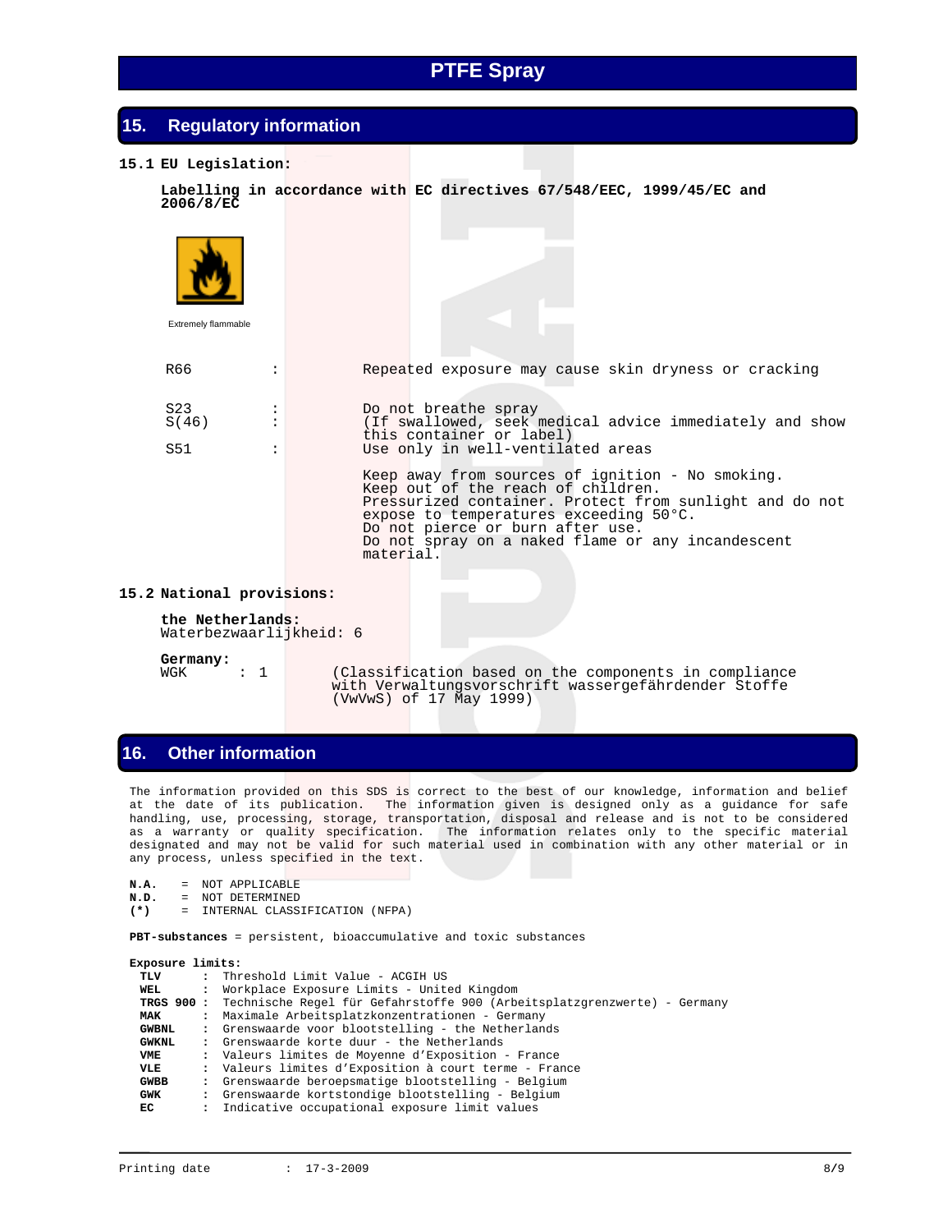## 15. Regulatory information

### 15.1 EU Legislation:

**Labelling in accordance with EC directives 67/548/EEC, 1999/45/EC and 2006/8/EC**

Extremely flammable

| | | |
|---|---|---|
| R66 | : | Repeated exposure may cause skin dryness or cracking |
| S23 | : | Do not breathe spray |
| S(46) | : | (If swallowed, seek medical advice immediately and show this container or label) |
| S51 | : | Use only in well-ventilated areas |

Keep away from sources of ignition - No smoking.
Keep out of the reach of children.
Pressurized container. Protect from sunlight and do not expose to temperatures exceeding 50°C.
Do not pierce or burn after use.
Do not spray on a naked flame or any incandescent material.

### 15.2 National provisions:

**the Netherlands:**
Waterbezwaarlijkheid: 6

**Germany:**
WGK : 1 (Classification based on the components in compliance with Verwaltungsvorschrift wassergefährdender Stoffe (VwVwS) of 17 May 1999)

## 16. Other information

The information provided on this SDS is correct to the best of our knowledge, information and belief at the date of its publication. The information given is designed only as a guidance for safe handling, use, processing, storage, transportation, disposal and release and is not to be considered as a warranty or quality specification. The information relates only to the specific material designated and may not be valid for such material used in combination with any other material or in any process, unless specified in the text.

**N.A.** = NOT APPLICABLE
**N.D.** = NOT DETERMINED
**(*)** = INTERNAL CLASSIFICATION (NFPA)

**PBT-substances** = persistent, bioaccumulative and toxic substances

**Exposure limits:**

| | | |
|---|---|---|
| **TLV** | : | Threshold Limit Value - ACGIH US |
| **WEL** | : | Workplace Exposure Limits - United Kingdom |
| **TRGS 900** | : | Technische Regel für Gefahrstoffe 900 (Arbeitsplatzgrenzwerte) - Germany |
| **MAK** | : | Maximale Arbeitsplatzkonzentrationen - Germany |
| **GWBNL** | : | Grenswaarde voor blootstelling - the Netherlands |
| **GWKNL** | : | Grenswaarde korte duur - the Netherlands |
| **VME** | : | Valeurs limites de Moyenne d'Exposition - France |
| **VLE** | : | Valeurs limites d'Exposition à court terme - France |
| **GWBB** | : | Grenswaarde beroepsmatige blootstelling - Belgium |
| **GWK** | : | Grenswaarde kortstondige blootstelling - Belgium |
| **EC** | : | Indicative occupational exposure limit values |

Printing date : 17-3-2009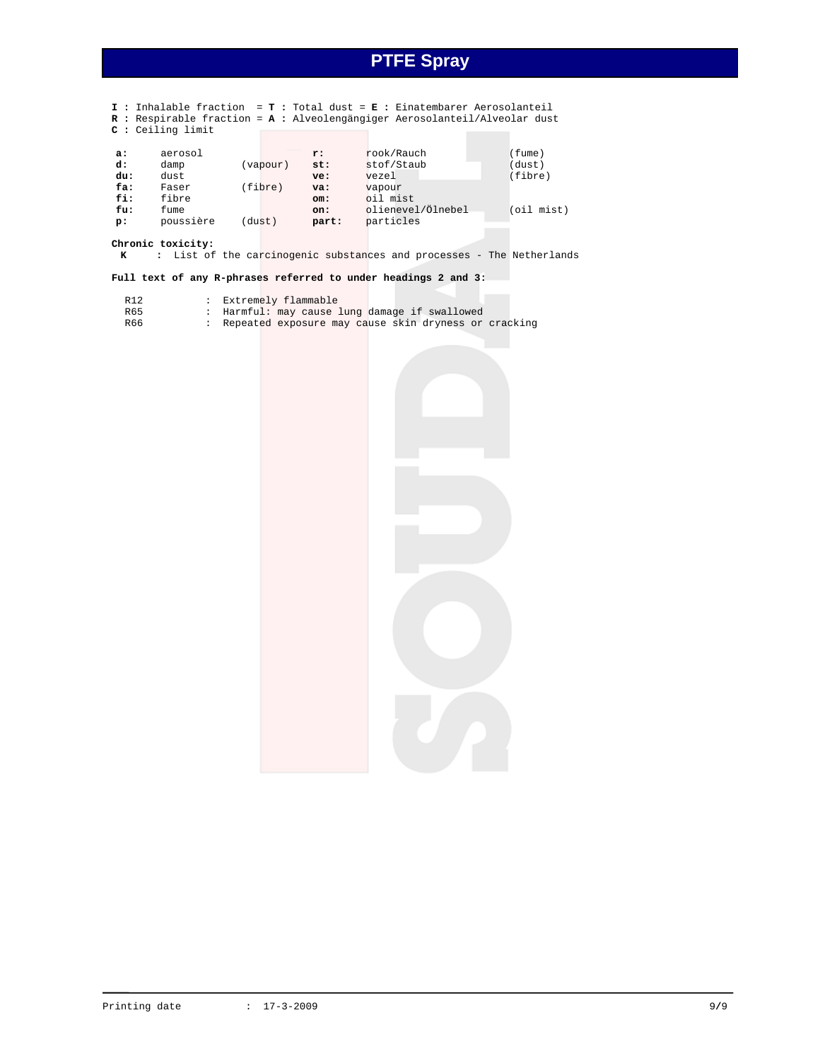**I :** Inhalable fraction = **T :** Total dust = **E :** Einatembarer Aerosolanteil
**R :** Respirable fraction = **A :** Alveolengängiger Aerosolanteil/Alveolar dust
**C :** Ceiling limit

| | | | | | |
|---|---|---|---|---|---|
| **a:** | aerosol | | **r:** | rook/Rauch | (fume) |
| **d:** | damp | (vapour) | **st:** | stof/Staub | (dust) |
| **du:** | dust | | **ve:** | vezel | (fibre) |
| **fa:** | Faser | (fibre) | **va:** | vapour | |
| **fi:** | fibre | | **om:** | oil mist | |
| **fu:** | fume | | **on:** | olienevel/Ölnebel | (oil mist) |
| **p:** | poussière | (dust) | **part:** | particles | |

**Chronic toxicity:**
**K** : List of the carcinogenic substances and processes - The Netherlands

**Full text of any R-phrases referred to under headings 2 and 3:**

R12 : Extremely flammable
R65 : Harmful: may cause lung damage if swallowed
R66 : Repeated exposure may cause skin dryness or cracking

Printing date : 17-3-2009